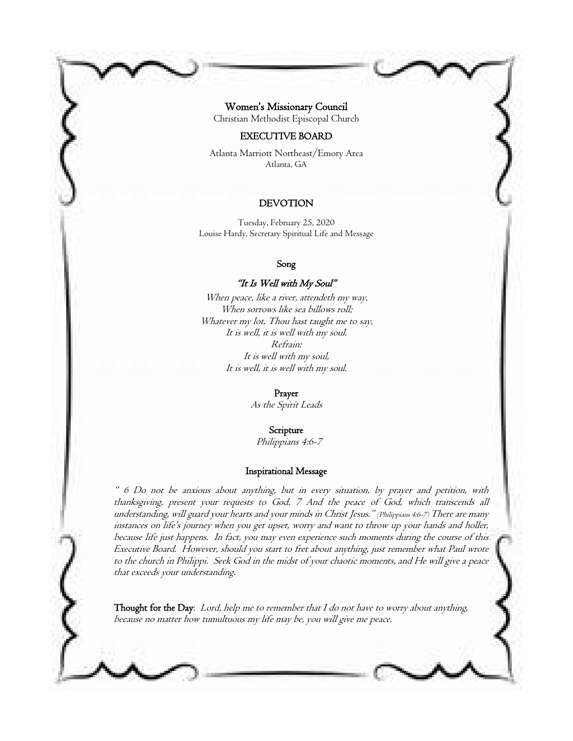# Women's Missionary Council

Christian Methodist Episcopal Church

## EXECUTIVE BOARD

Atlanta Marriott Northeast/Emory Area
Atlanta, GA

## DEVOTION

Tuesday, February 25, 2020
Louise Hardy, Secretary Spiritual Life and Message

### Song

### *"It Is Well with My Soul"*

*When peace, like a river, attendeth my way,*
*When sorrows like sea billows roll;*
*Whatever my lot, Thou hast taught me to say,*
*It is well, it is well with my soul.*
*Refrain:*
*It is well with my soul,*
*It is well, it is well with my soul.*

### Prayer

*As the Spirit Leads*

### Scripture

*Philippians 4:6-7*

### Inspirational Message

*" 6 Do not be anxious about anything, but in every situation, by prayer and petition, with thanksgiving, present your requests to God. 7 And the peace of God, which transcends all understanding, will guard your hearts and your minds in Christ Jesus." (Philippians 4:6-7) There are many instances on life's journey when you get upset, worry and want to throw up your hands and holler, because life just happens. In fact, you may even experience such moments during the course of this Executive Board. However, should you start to fret about anything, just remember what Paul wrote to the church in Philippi. Seek God in the midst of your chaotic moments, and He will give a peace that exceeds your understanding.*

**Thought for the Day**: *Lord, help me to remember that I do not have to worry about anything, because no matter how tumultuous my life may be, you will give me peace.*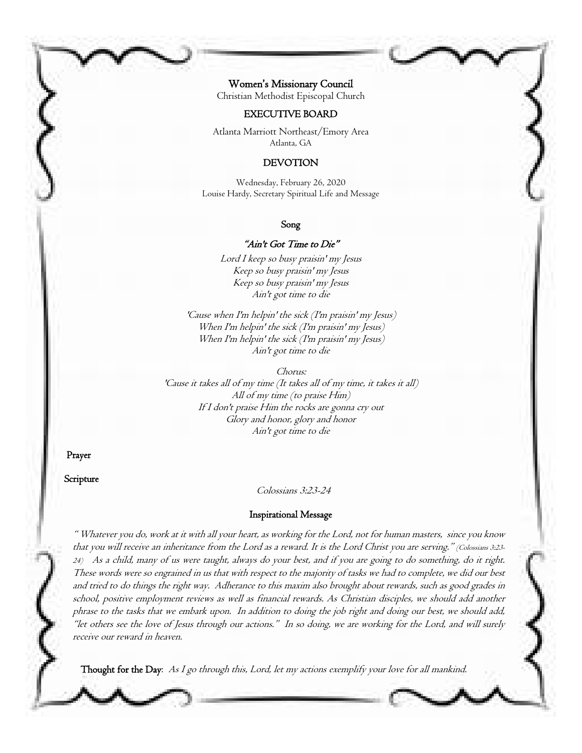## Women's Missionary Council

Christian Methodist Episcopal Church

### EXECUTIVE BOARD

Atlanta Marriott Northeast/Emory Area
Atlanta, GA

### DEVOTION

Wednesday, February 26, 2020
Louise Hardy, Secretary Spiritual Life and Message

### Song

***"Ain't Got Time to Die"***

*Lord I keep so busy praisin' my Jesus*
*Keep so busy praisin' my Jesus*
*Keep so busy praisin' my Jesus*
*Ain't got time to die*

*'Cause when I'm helpin' the sick (I'm praisin' my Jesus)*
*When I'm helpin' the sick (I'm praisin' my Jesus)*
*When I'm helpin' the sick (I'm praisin' my Jesus)*
*Ain't got time to die*

*Chorus:*
*'Cause it takes all of my time (It takes all of my time, it takes it all)*
*All of my time (to praise Him)*
*If I don't praise Him the rocks are gonna cry out*
*Glory and honor, glory and honor*
*Ain't got time to die*

**Prayer**

**Scripture**

*Colossians 3:23-24*

### Inspirational Message

*" Whatever you do, work at it with all your heart, as working for the Lord, not for human masters, since you know that you will receive an inheritance from the Lord as a reward. It is the Lord Christ you are serving." (Colossians 3:23-24) As a child, many of us were taught, always do your best, and if you are going to do something, do it right. These words were so engrained in us that with respect to the majority of tasks we had to complete, we did our best and tried to do things the right way. Adherance to this maxim also brought about rewards, such as good grades in school, positive employment reviews as well as financial rewards. As Christian disciples, we should add another phrase to the tasks that we embark upon. In addition to doing the job right and doing our best, we should add, "let others see the love of Jesus through our actions." In so doing, we are working for the Lord, and will surely receive our reward in heaven.*

**Thought for the Day**: *As I go through this, Lord, let my actions exemplify your love for all mankind.*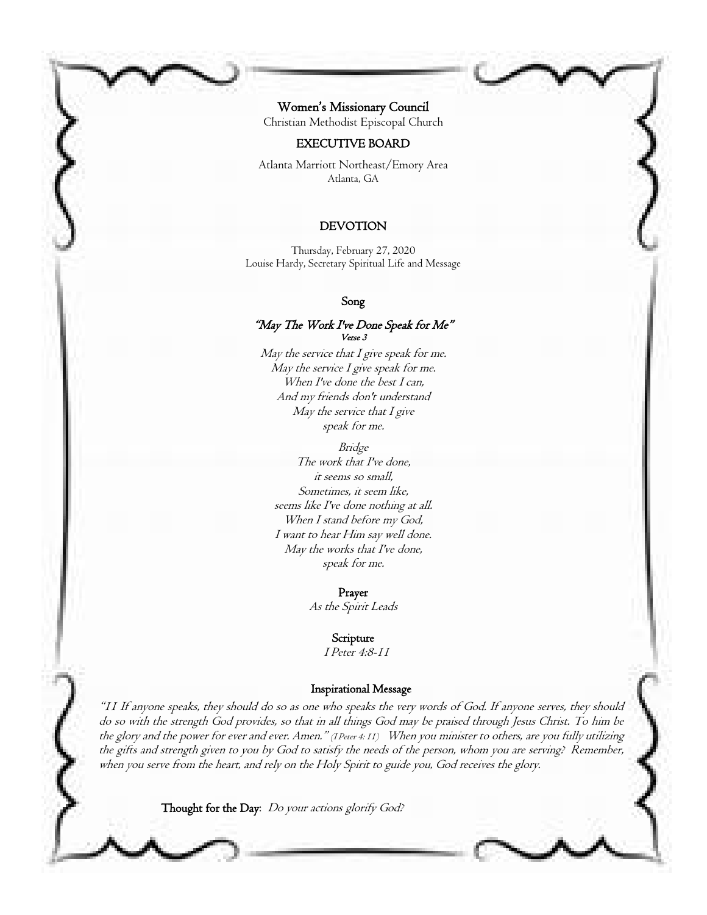**Women's Missionary Council**

Christian Methodist Episcopal Church

## EXECUTIVE BOARD

Atlanta Marriott Northeast/Emory Area
Atlanta, GA

## DEVOTION

Thursday, February 27, 2020
Louise Hardy, Secretary Spiritual Life and Message

### Song

***"May The Work I've Done Speak for Me"***
*Verse 3*

*May the service that I give speak for me.*
*May the service I give speak for me.*
*When I've done the best I can,*
*And my friends don't understand*
*May the service that I give*
*speak for me.*

*Bridge*
*The work that I've done,*
*it seems so small,*
*Sometimes, it seem like,*
*seems like I've done nothing at all.*
*When I stand before my God,*
*I want to hear Him say well done.*
*May the works that I've done,*
*speak for me.*

### Prayer

*As the Spirit Leads*

### Scripture

*I Peter 4:8-11*

### Inspirational Message

*"11 If anyone speaks, they should do so as one who speaks the very words of God. If anyone serves, they should do so with the strength God provides, so that in all things God may be praised through Jesus Christ. To him be the glory and the power for ever and ever. Amen." (I Peter 4: 11) When you minister to others, are you fully utilizing the gifts and strength given to you by God to satisfy the needs of the person, whom you are serving? Remember, when you serve from the heart, and rely on the Holy Spirit to guide you, God receives the glory.*

**Thought for the Day**: *Do your actions glorify God?*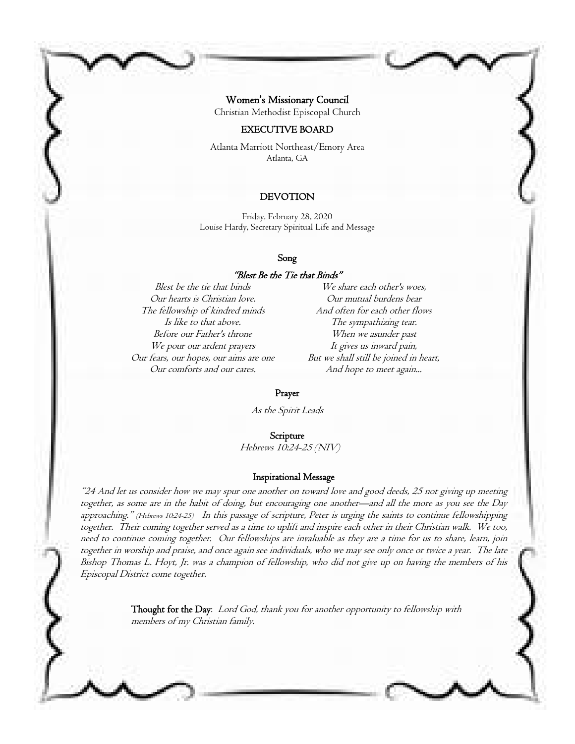## Women's Missionary Council

Christian Methodist Episcopal Church

### EXECUTIVE BOARD

Atlanta Marriott Northeast/Emory Area
Atlanta, GA

### DEVOTION

Friday, February 28, 2020
Louise Hardy, Secretary Spiritual Life and Message

#### Song

**"Blest Be the Tie that Binds"**

*Blest be the tie that binds*
*Our hearts is Christian love.*
*The fellowship of kindred minds*
*Is like to that above.*
*Before our Father's throne*
*We pour our ardent prayers*
*Our fears, our hopes, our aims are one*
*Our comforts and our cares.*

*We share each other's woes,*
*Our mutual burdens bear*
*And often for each other flows*
*The sympathizing tear.*
*When we asunder past*
*It gives us inward pain,*
*But we shall still be joined in heart,*
*And hope to meet again...*

#### Prayer

*As the Spirit Leads*

#### Scripture

*Hebrews 10:24-25 (NIV)*

#### Inspirational Message

*"24 And let us consider how we may spur one another on toward love and good deeds, 25 not giving up meeting together, as some are in the habit of doing, but encouraging one another—and all the more as you see the Day approaching." (Hebrews 10:24-25) In this passage of scripture, Peter is urging the saints to continue fellowshipping together. Their coming together served as a time to uplift and inspire each other in their Christian walk. We too, need to continue coming together. Our fellowships are invaluable as they are a time for us to share, learn, join together in worship and praise, and once again see individuals, who we may see only once or twice a year. The late Bishop Thomas L. Hoyt, Jr. was a champion of fellowship, who did not give up on having the members of his Episcopal District come together.*

**Thought for the Day**: *Lord God, thank you for another opportunity to fellowship with members of my Christian family.*